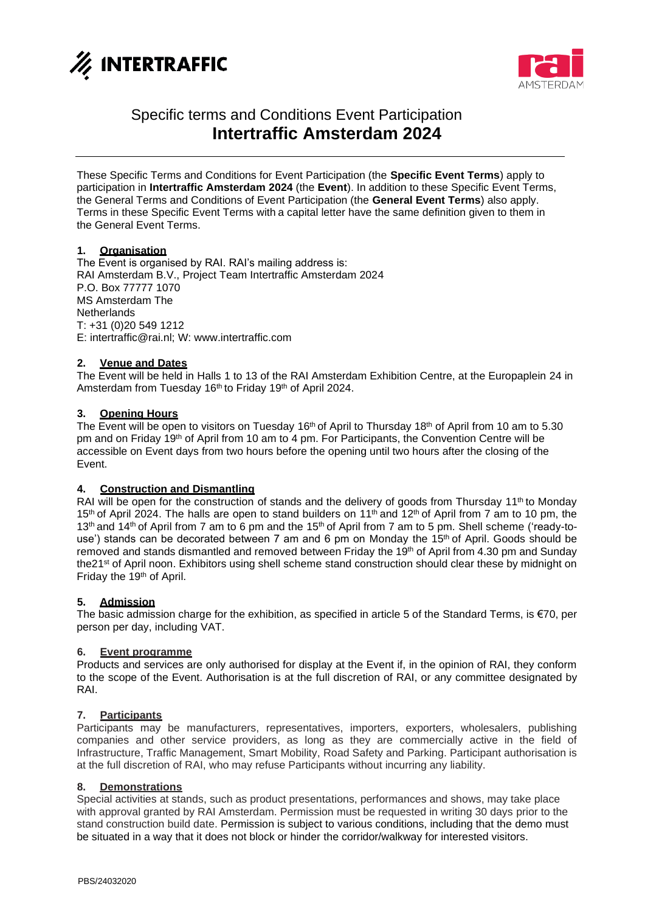INTERTRAFFIC

rai AMSTERDAM

# Specific terms and Conditions Event Participation
# Intertraffic Amsterdam 2024

These Specific Terms and Conditions for Event Participation (the **Specific Event Terms**) apply to participation in **Intertraffic Amsterdam 2024** (the **Event**). In addition to these Specific Event Terms, the General Terms and Conditions of Event Participation (the **General Event Terms**) also apply. Terms in these Specific Event Terms with a capital letter have the same definition given to them in the General Event Terms.

## 1. Organisation

The Event is organised by RAI. RAI's mailing address is:
RAI Amsterdam B.V., Project Team Intertraffic Amsterdam 2024
P.O. Box 77777 1070
MS Amsterdam The
Netherlands
T: +31 (0)20 549 1212
E: intertraffic@rai.nl; W: www.intertraffic.com

## 2. Venue and Dates

The Event will be held in Halls 1 to 13 of the RAI Amsterdam Exhibition Centre, at the Europaplein 24 in Amsterdam from Tuesday 16th to Friday 19th of April 2024.

## 3. Opening Hours

The Event will be open to visitors on Tuesday 16th of April to Thursday 18th of April from 10 am to 5.30 pm and on Friday 19th of April from 10 am to 4 pm. For Participants, the Convention Centre will be accessible on Event days from two hours before the opening until two hours after the closing of the Event.

## 4. Construction and Dismantling

RAI will be open for the construction of stands and the delivery of goods from Thursday 11th to Monday 15th of April 2024. The halls are open to stand builders on 11th and 12th of April from 7 am to 10 pm, the 13th and 14th of April from 7 am to 6 pm and the 15th of April from 7 am to 5 pm. Shell scheme ('ready-to-use') stands can be decorated between 7 am and 6 pm on Monday the 15th of April. Goods should be removed and stands dismantled and removed between Friday the 19th of April from 4.30 pm and Sunday the21st of April noon. Exhibitors using shell scheme stand construction should clear these by midnight on Friday the 19th of April.

## 5. Admission

The basic admission charge for the exhibition, as specified in article 5 of the Standard Terms, is €70, per person per day, including VAT.

## 6. Event programme

Products and services are only authorised for display at the Event if, in the opinion of RAI, they conform to the scope of the Event. Authorisation is at the full discretion of RAI, or any committee designated by RAI.

## 7. Participants

Participants may be manufacturers, representatives, importers, exporters, wholesalers, publishing companies and other service providers, as long as they are commercially active in the field of Infrastructure, Traffic Management, Smart Mobility, Road Safety and Parking. Participant authorisation is at the full discretion of RAI, who may refuse Participants without incurring any liability.

## 8. Demonstrations

Special activities at stands, such as product presentations, performances and shows, may take place with approval granted by RAI Amsterdam. Permission must be requested in writing 30 days prior to the stand construction build date. Permission is subject to various conditions, including that the demo must be situated in a way that it does not block or hinder the corridor/walkway for interested visitors.

PBS/24032020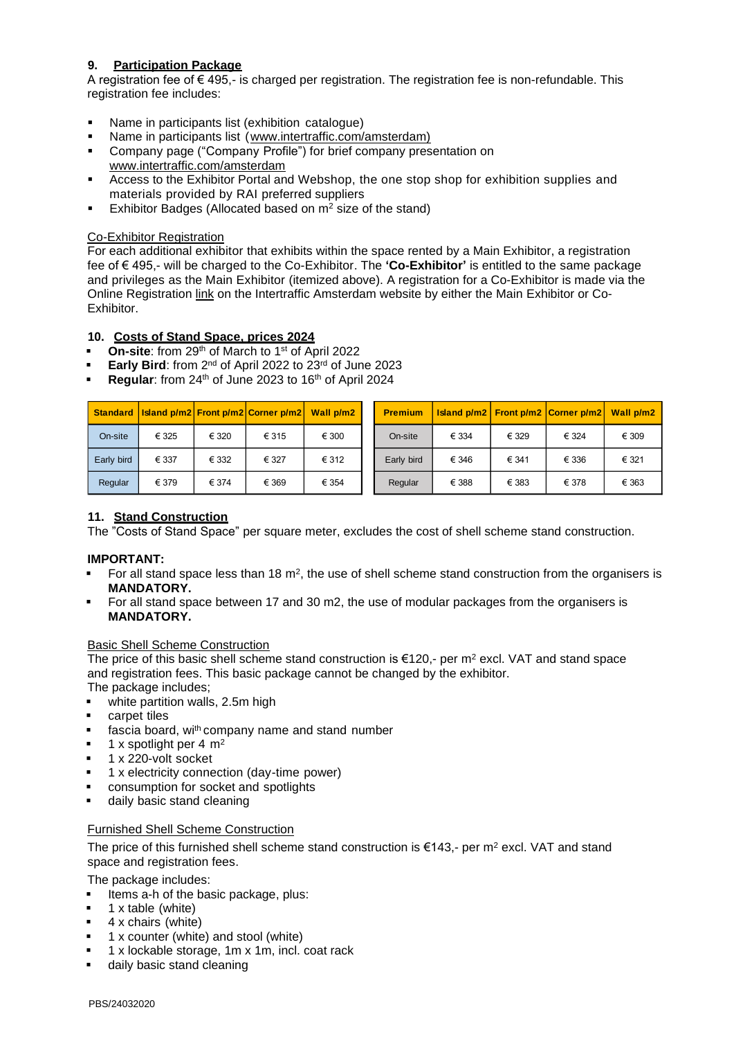## 9. Participation Package

A registration fee of € 495,- is charged per registration. The registration fee is non-refundable. This registration fee includes:

- Name in participants list (exhibition catalogue)
- Name in participants list (www.intertraffic.com/amsterdam)
- Company page ("Company Profile") for brief company presentation on www.intertraffic.com/amsterdam
- Access to the Exhibitor Portal and Webshop, the one stop shop for exhibition supplies and materials provided by RAI preferred suppliers
- Exhibitor Badges (Allocated based on m$^2$ size of the stand)

Co-Exhibitor Registration

For each additional exhibitor that exhibits within the space rented by a Main Exhibitor, a registration fee of € 495,- will be charged to the Co-Exhibitor. The **'Co-Exhibitor'** is entitled to the same package and privileges as the Main Exhibitor (itemized above). A registration for a Co-Exhibitor is made via the Online Registration link on the Intertraffic Amsterdam website by either the Main Exhibitor or Co-Exhibitor.

## 10. Costs of Stand Space, prices 2024

- **On-site**: from 29th of March to 1st of April 2022
- **Early Bird**: from 2nd of April 2022 to 23rd of June 2023
- **Regular**: from 24th of June 2023 to 16th of April 2024

| Standard | Island p/m2 | Front p/m2 | Corner p/m2 | Wall p/m2 |
|---|---|---|---|---|
| On-site | € 325 | € 320 | € 315 | € 300 |
| Early bird | € 337 | € 332 | € 327 | € 312 |
| Regular | € 379 | € 374 | € 369 | € 354 |

| Premium | Island p/m2 | Front p/m2 | Corner p/m2 | Wall p/m2 |
|---|---|---|---|---|
| On-site | € 334 | € 329 | € 324 | € 309 |
| Early bird | € 346 | € 341 | € 336 | € 321 |
| Regular | € 388 | € 383 | € 378 | € 363 |

## 11. Stand Construction

The "Costs of Stand Space" per square meter, excludes the cost of shell scheme stand construction.

**IMPORTANT:**

- For all stand space less than 18 m$^2$, the use of shell scheme stand construction from the organisers is **MANDATORY.**
- For all stand space between 17 and 30 m2, the use of modular packages from the organisers is **MANDATORY.**

Basic Shell Scheme Construction

The price of this basic shell scheme stand construction is €120,- per m$^2$ excl. VAT and stand space and registration fees. This basic package cannot be changed by the exhibitor.
The package includes;

- white partition walls, 2.5m high
- carpet tiles
- fascia board, with company name and stand number
- 1 x spotlight per 4 m$^2$
- 1 x 220-volt socket
- 1 x electricity connection (day-time power)
- consumption for socket and spotlights
- daily basic stand cleaning

Furnished Shell Scheme Construction

The price of this furnished shell scheme stand construction is €143,- per m$^2$ excl. VAT and stand space and registration fees.

The package includes:

- Items a-h of the basic package, plus:
- 1 x table (white)
- 4 x chairs (white)
- 1 x counter (white) and stool (white)
- 1 x lockable storage, 1m x 1m, incl. coat rack
- daily basic stand cleaning

PBS/24032020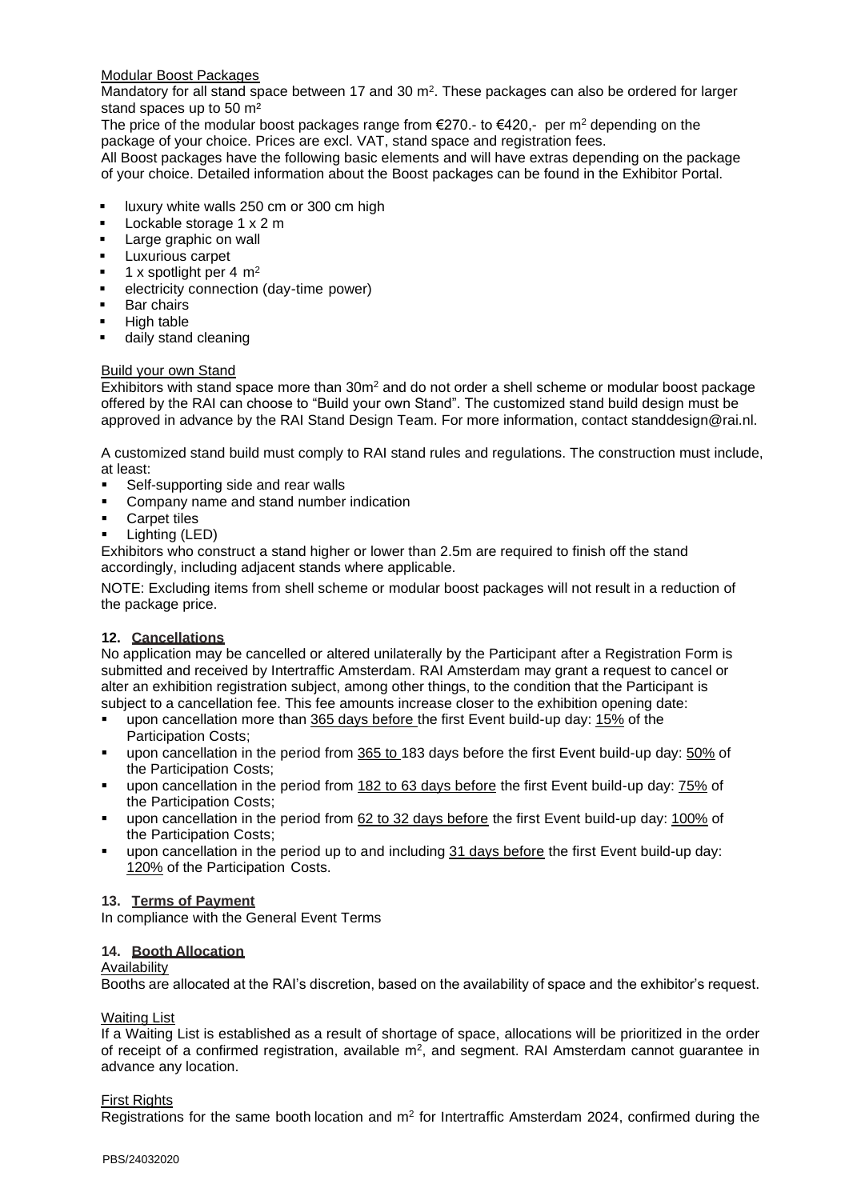Modular Boost Packages

Mandatory for all stand space between 17 and 30 $m^2$. These packages can also be ordered for larger stand spaces up to 50 $m^2$

The price of the modular boost packages range from €270.- to €420,- per $m^2$ depending on the package of your choice. Prices are excl. VAT, stand space and registration fees.

All Boost packages have the following basic elements and will have extras depending on the package of your choice. Detailed information about the Boost packages can be found in the Exhibitor Portal.

- luxury white walls 250 cm or 300 cm high
- Lockable storage 1 x 2 m
- Large graphic on wall
- Luxurious carpet
- 1 x spotlight per 4 $m^2$
- electricity connection (day-time power)
- Bar chairs
- High table
- daily stand cleaning

Build your own Stand

Exhibitors with stand space more than 30$m^2$ and do not order a shell scheme or modular boost package offered by the RAI can choose to "Build your own Stand". The customized stand build design must be approved in advance by the RAI Stand Design Team. For more information, contact standdesign@rai.nl.

A customized stand build must comply to RAI stand rules and regulations. The construction must include, at least:

- Self-supporting side and rear walls
- Company name and stand number indication
- Carpet tiles
- Lighting (LED)

Exhibitors who construct a stand higher or lower than 2.5m are required to finish off the stand accordingly, including adjacent stands where applicable.

NOTE: Excluding items from shell scheme or modular boost packages will not result in a reduction of the package price.

## 12. Cancellations

No application may be cancelled or altered unilaterally by the Participant after a Registration Form is submitted and received by Intertraffic Amsterdam. RAI Amsterdam may grant a request to cancel or alter an exhibition registration subject, among other things, to the condition that the Participant is subject to a cancellation fee. This fee amounts increase closer to the exhibition opening date:

- upon cancellation more than 365 days before the first Event build-up day: 15% of the Participation Costs;
- upon cancellation in the period from 365 to 183 days before the first Event build-up day: 50% of the Participation Costs;
- upon cancellation in the period from 182 to 63 days before the first Event build-up day: 75% of the Participation Costs;
- upon cancellation in the period from 62 to 32 days before the first Event build-up day: 100% of the Participation Costs;
- upon cancellation in the period up to and including 31 days before the first Event build-up day: 120% of the Participation Costs.

## 13. Terms of Payment

In compliance with the General Event Terms

## 14. Booth Allocation

Availability

Booths are allocated at the RAI's discretion, based on the availability of space and the exhibitor's request.

Waiting List

If a Waiting List is established as a result of shortage of space, allocations will be prioritized in the order of receipt of a confirmed registration, available $m^2$, and segment. RAI Amsterdam cannot guarantee in advance any location.

First Rights

Registrations for the same booth location and $m^2$ for Intertraffic Amsterdam 2024, confirmed during the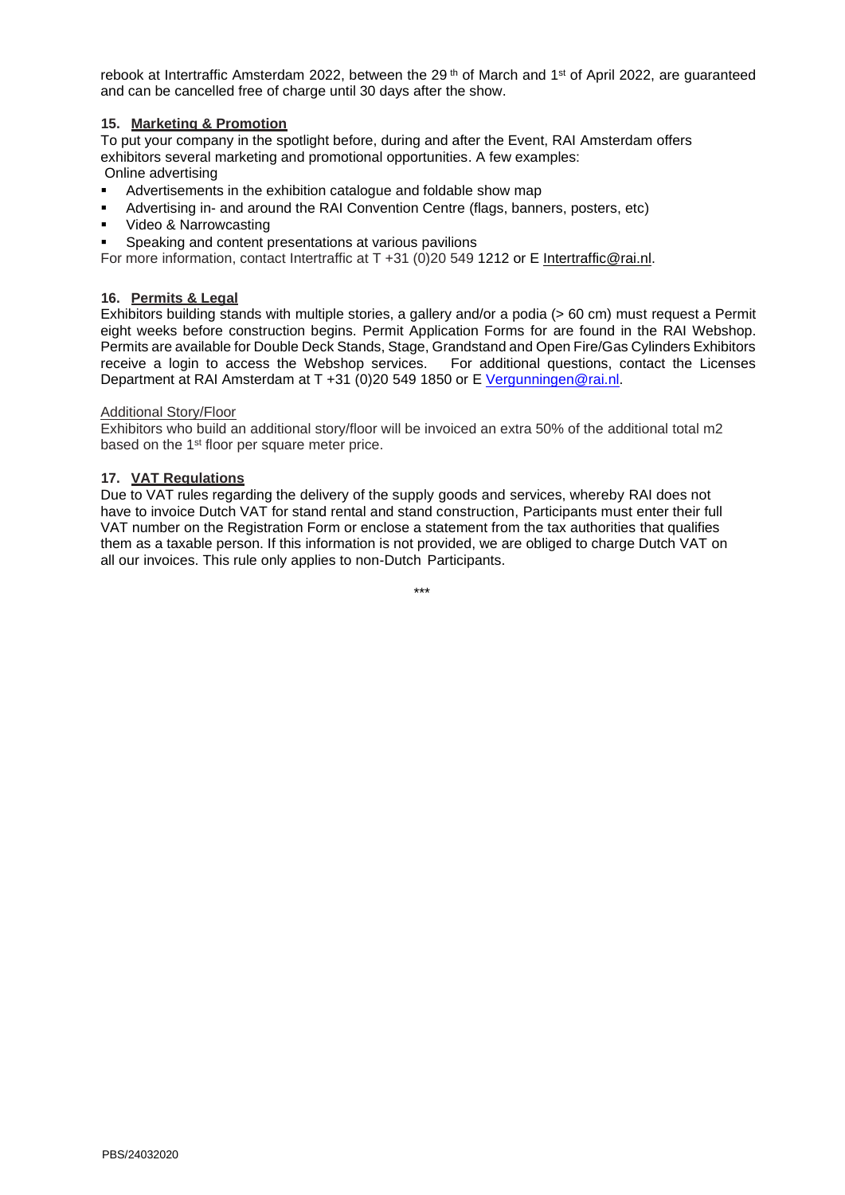rebook at Intertraffic Amsterdam 2022, between the 29th of March and 1st of April 2022, are guaranteed and can be cancelled free of charge until 30 days after the show.

### 15. Marketing & Promotion

To put your company in the spotlight before, during and after the Event, RAI Amsterdam offers exhibitors several marketing and promotional opportunities. A few examples:
Online advertising

- Advertisements in the exhibition catalogue and foldable show map
- Advertising in- and around the RAI Convention Centre (flags, banners, posters, etc)
- Video & Narrowcasting
- Speaking and content presentations at various pavilions

For more information, contact Intertraffic at T +31 (0)20 549 1212 or E Intertraffic@rai.nl.

### 16. Permits & Legal

Exhibitors building stands with multiple stories, a gallery and/or a podia (> 60 cm) must request a Permit eight weeks before construction begins. Permit Application Forms for are found in the RAI Webshop. Permits are available for Double Deck Stands, Stage, Grandstand and Open Fire/Gas Cylinders Exhibitors receive a login to access the Webshop services. For additional questions, contact the Licenses Department at RAI Amsterdam at T +31 (0)20 549 1850 or E Vergunningen@rai.nl.

Additional Story/Floor

Exhibitors who build an additional story/floor will be invoiced an extra 50% of the additional total m2 based on the 1st floor per square meter price.

### 17. VAT Regulations

Due to VAT rules regarding the delivery of the supply goods and services, whereby RAI does not have to invoice Dutch VAT for stand rental and stand construction, Participants must enter their full VAT number on the Registration Form or enclose a statement from the tax authorities that qualifies them as a taxable person. If this information is not provided, we are obliged to charge Dutch VAT on all our invoices. This rule only applies to non-Dutch Participants.

***

PBS/24032020